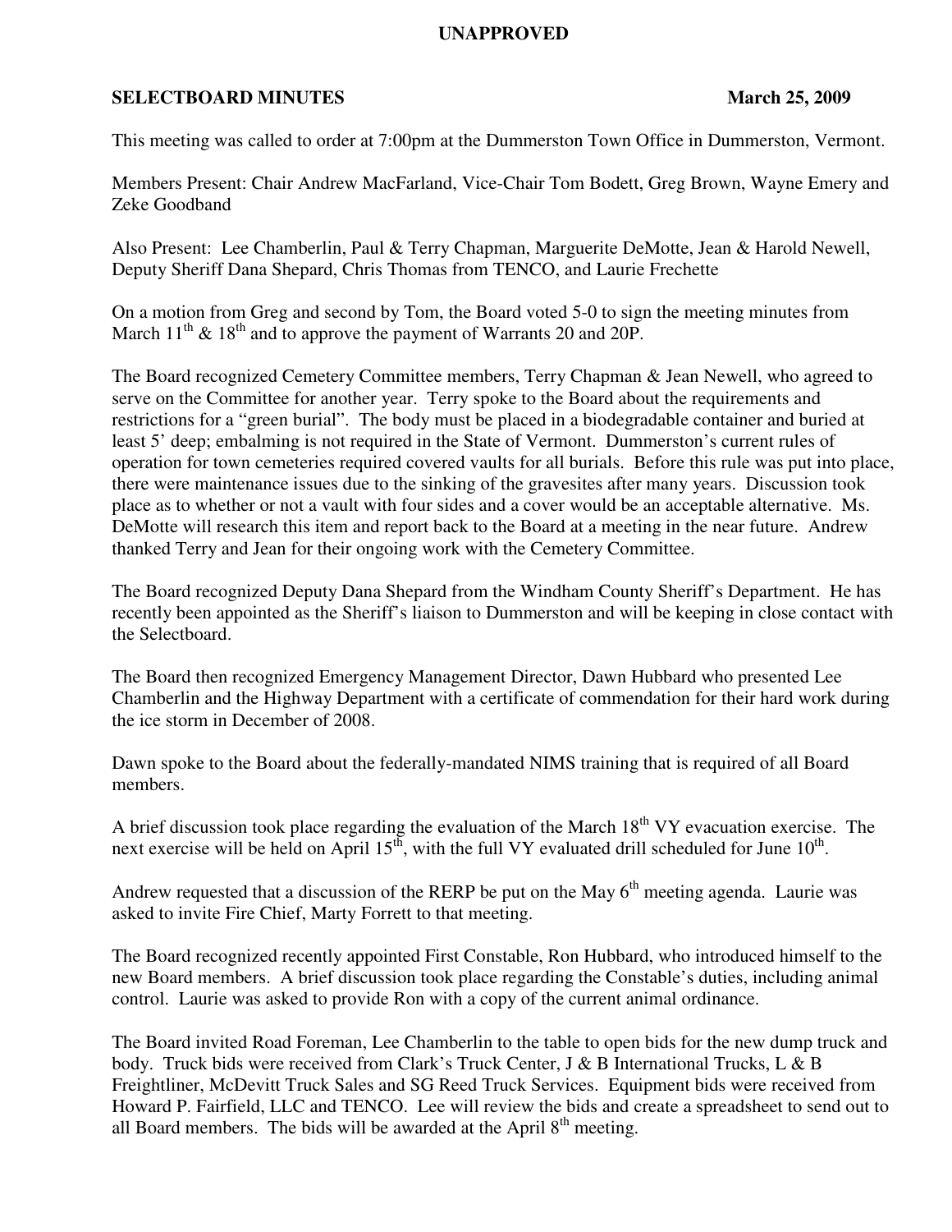**UNAPPROVED**

**SELECTBOARD MINUTES** **March 25, 2009**

This meeting was called to order at 7:00pm at the Dummerston Town Office in Dummerston, Vermont.

Members Present: Chair Andrew MacFarland, Vice-Chair Tom Bodett, Greg Brown, Wayne Emery and Zeke Goodband

Also Present: Lee Chamberlin, Paul & Terry Chapman, Marguerite DeMotte, Jean & Harold Newell, Deputy Sheriff Dana Shepard, Chris Thomas from TENCO, and Laurie Frechette

On a motion from Greg and second by Tom, the Board voted 5-0 to sign the meeting minutes from March 11th & 18th and to approve the payment of Warrants 20 and 20P.

The Board recognized Cemetery Committee members, Terry Chapman & Jean Newell, who agreed to serve on the Committee for another year. Terry spoke to the Board about the requirements and restrictions for a "green burial". The body must be placed in a biodegradable container and buried at least 5' deep; embalming is not required in the State of Vermont. Dummerston's current rules of operation for town cemeteries required covered vaults for all burials. Before this rule was put into place, there were maintenance issues due to the sinking of the gravesites after many years. Discussion took place as to whether or not a vault with four sides and a cover would be an acceptable alternative. Ms. DeMotte will research this item and report back to the Board at a meeting in the near future. Andrew thanked Terry and Jean for their ongoing work with the Cemetery Committee.

The Board recognized Deputy Dana Shepard from the Windham County Sheriff's Department. He has recently been appointed as the Sheriff's liaison to Dummerston and will be keeping in close contact with the Selectboard.

The Board then recognized Emergency Management Director, Dawn Hubbard who presented Lee Chamberlin and the Highway Department with a certificate of commendation for their hard work during the ice storm in December of 2008.

Dawn spoke to the Board about the federally-mandated NIMS training that is required of all Board members.

A brief discussion took place regarding the evaluation of the March 18th VY evacuation exercise. The next exercise will be held on April 15th, with the full VY evaluated drill scheduled for June 10th.

Andrew requested that a discussion of the RERP be put on the May 6th meeting agenda. Laurie was asked to invite Fire Chief, Marty Forrett to that meeting.

The Board recognized recently appointed First Constable, Ron Hubbard, who introduced himself to the new Board members. A brief discussion took place regarding the Constable's duties, including animal control. Laurie was asked to provide Ron with a copy of the current animal ordinance.

The Board invited Road Foreman, Lee Chamberlin to the table to open bids for the new dump truck and body. Truck bids were received from Clark's Truck Center, J & B International Trucks, L & B Freightliner, McDevitt Truck Sales and SG Reed Truck Services. Equipment bids were received from Howard P. Fairfield, LLC and TENCO. Lee will review the bids and create a spreadsheet to send out to all Board members. The bids will be awarded at the April 8th meeting.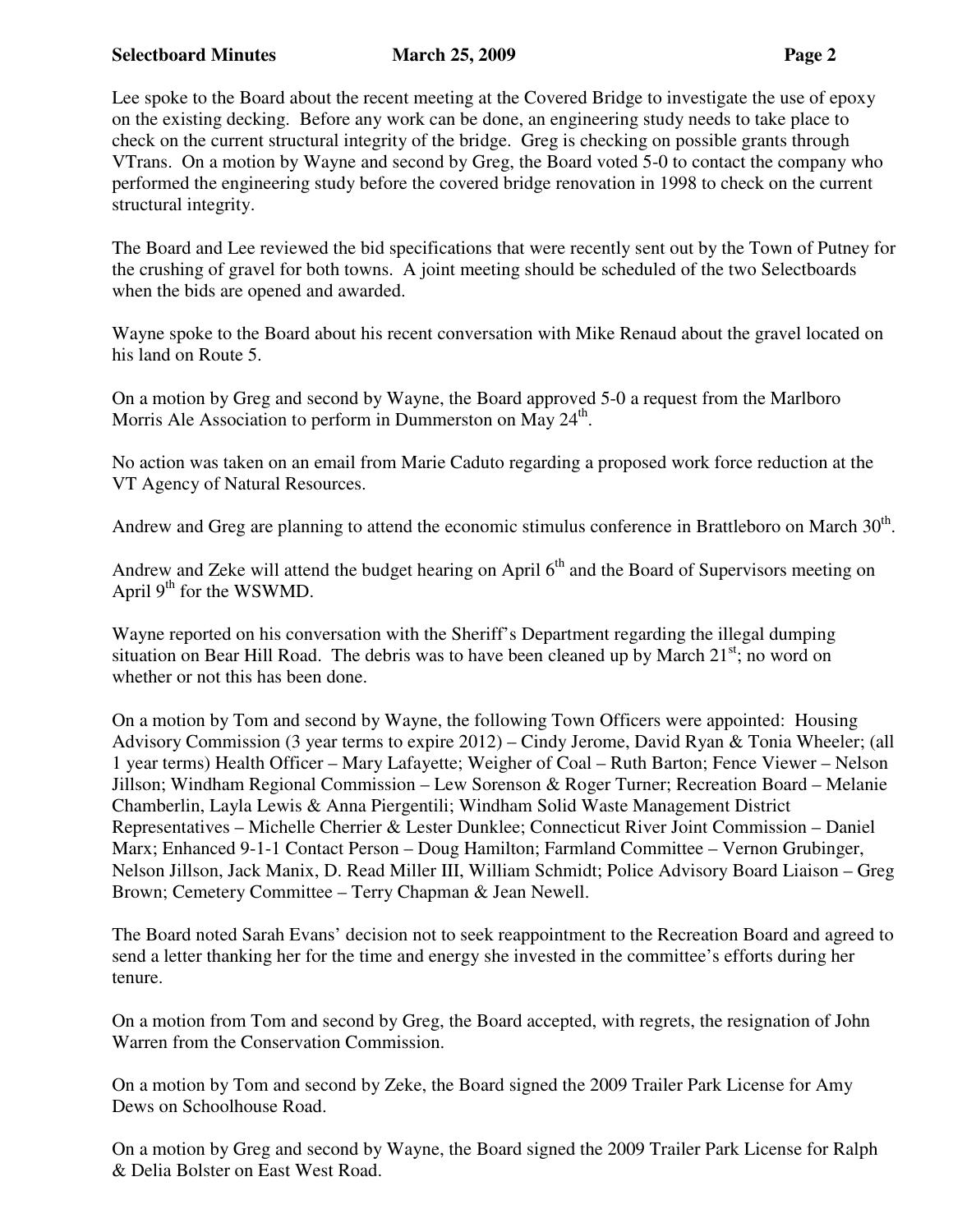Lee spoke to the Board about the recent meeting at the Covered Bridge to investigate the use of epoxy on the existing decking. Before any work can be done, an engineering study needs to take place to check on the current structural integrity of the bridge. Greg is checking on possible grants through VTrans. On a motion by Wayne and second by Greg, the Board voted 5-0 to contact the company who performed the engineering study before the covered bridge renovation in 1998 to check on the current structural integrity.

The Board and Lee reviewed the bid specifications that were recently sent out by the Town of Putney for the crushing of gravel for both towns. A joint meeting should be scheduled of the two Selectboards when the bids are opened and awarded.

Wayne spoke to the Board about his recent conversation with Mike Renaud about the gravel located on his land on Route 5.

On a motion by Greg and second by Wayne, the Board approved 5-0 a request from the Marlboro Morris Ale Association to perform in Dummerston on May 24th.

No action was taken on an email from Marie Caduto regarding a proposed work force reduction at the VT Agency of Natural Resources.

Andrew and Greg are planning to attend the economic stimulus conference in Brattleboro on March 30th.

Andrew and Zeke will attend the budget hearing on April 6th and the Board of Supervisors meeting on April 9th for the WSWMD.

Wayne reported on his conversation with the Sheriff's Department regarding the illegal dumping situation on Bear Hill Road. The debris was to have been cleaned up by March 21st; no word on whether or not this has been done.

On a motion by Tom and second by Wayne, the following Town Officers were appointed: Housing Advisory Commission (3 year terms to expire 2012) – Cindy Jerome, David Ryan & Tonia Wheeler; (all 1 year terms) Health Officer – Mary Lafayette; Weigher of Coal – Ruth Barton; Fence Viewer – Nelson Jillson; Windham Regional Commission – Lew Sorenson & Roger Turner; Recreation Board – Melanie Chamberlin, Layla Lewis & Anna Piergentili; Windham Solid Waste Management District Representatives – Michelle Cherrier & Lester Dunklee; Connecticut River Joint Commission – Daniel Marx; Enhanced 9-1-1 Contact Person – Doug Hamilton; Farmland Committee – Vernon Grubinger, Nelson Jillson, Jack Manix, D. Read Miller III, William Schmidt; Police Advisory Board Liaison – Greg Brown; Cemetery Committee – Terry Chapman & Jean Newell.

The Board noted Sarah Evans' decision not to seek reappointment to the Recreation Board and agreed to send a letter thanking her for the time and energy she invested in the committee's efforts during her tenure.

On a motion from Tom and second by Greg, the Board accepted, with regrets, the resignation of John Warren from the Conservation Commission.

On a motion by Tom and second by Zeke, the Board signed the 2009 Trailer Park License for Amy Dews on Schoolhouse Road.

On a motion by Greg and second by Wayne, the Board signed the 2009 Trailer Park License for Ralph & Delia Bolster on East West Road.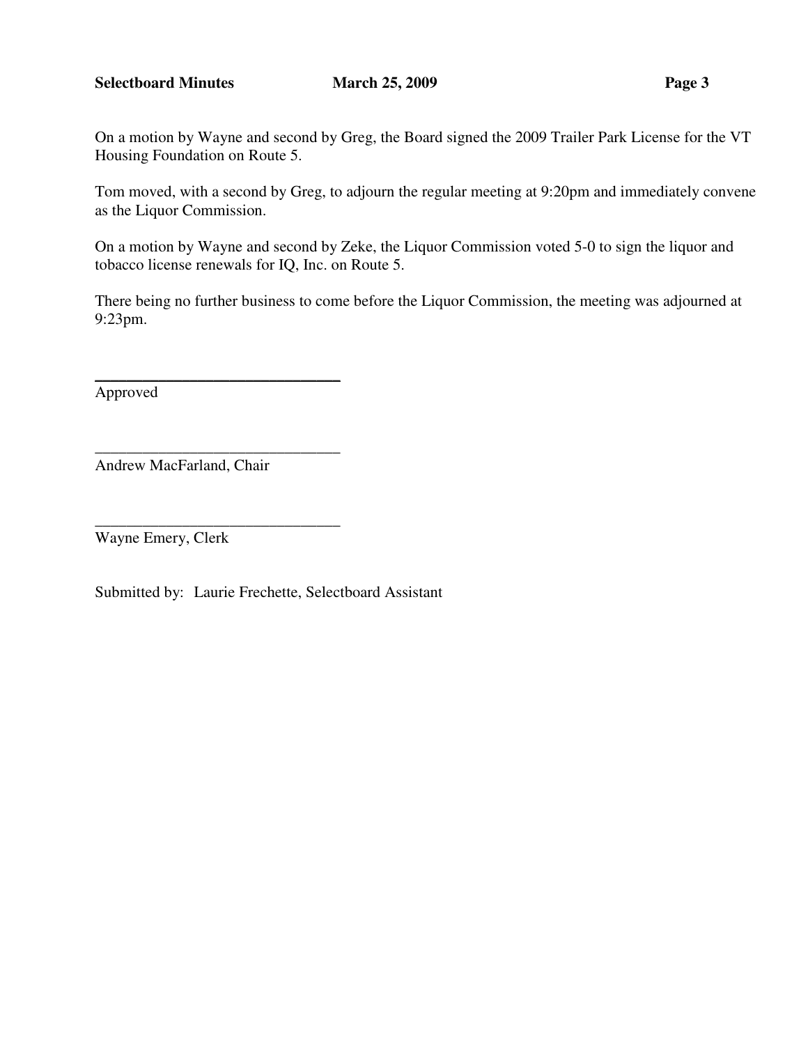On a motion by Wayne and second by Greg, the Board signed the 2009 Trailer Park License for the VT Housing Foundation on Route 5.

Tom moved, with a second by Greg, to adjourn the regular meeting at 9:20pm and immediately convene as the Liquor Commission.

On a motion by Wayne and second by Zeke, the Liquor Commission voted 5-0 to sign the liquor and tobacco license renewals for IQ, Inc. on Route 5.

There being no further business to come before the Liquor Commission, the meeting was adjourned at 9:23pm.

_______________________________
Approved

_______________________________
Andrew MacFarland, Chair

_______________________________
Wayne Emery, Clerk

Submitted by: Laurie Frechette, Selectboard Assistant